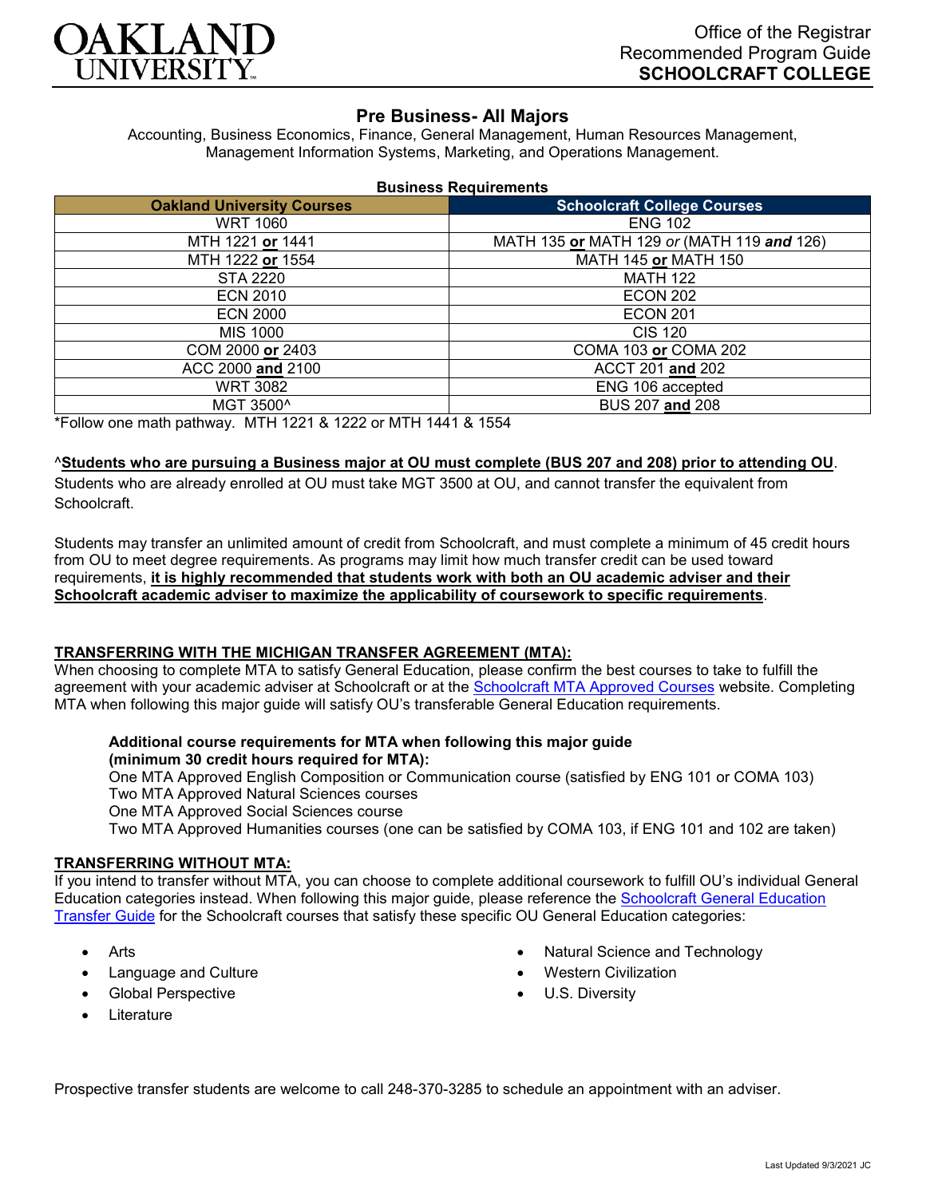OAKLAND UNIVERSITY

Office of the Registrar
Recommended Program Guide
**SCHOOLCRAFT COLLEGE**

# Pre Business- All Majors

Accounting, Business Economics, Finance, General Management, Human Resources Management, Management Information Systems, Marketing, and Operations Management.

**Business Requirements**

| Oakland University Courses | Schoolcraft College Courses |
|---|---|
| WRT 1060 | ENG 102 |
| MTH 1221 **or** 1441 | MATH 135 **or** MATH 129 *or* (MATH 119 ***and*** 126) |
| MTH 1222 **or** 1554 | MATH 145 **or** MATH 150 |
| STA 2220 | MATH 122 |
| ECN 2010 | ECON 202 |
| ECN 2000 | ECON 201 |
| MIS 1000 | CIS 120 |
| COM 2000 **or** 2403 | COMA 103 **or** COMA 202 |
| ACC 2000 **and** 2100 | ACCT 201 **and** 202 |
| WRT 3082 | ENG 106 accepted |
| MGT 3500^ | BUS 207 **and** 208 |

*Follow one math pathway. MTH 1221 & 1222 or MTH 1441 & 1554

^**Students who are pursuing a Business major at OU must complete (BUS 207 and 208) prior to attending OU**. Students who are already enrolled at OU must take MGT 3500 at OU, and cannot transfer the equivalent from Schoolcraft.

Students may transfer an unlimited amount of credit from Schoolcraft, and must complete a minimum of 45 credit hours from OU to meet degree requirements. As programs may limit how much transfer credit can be used toward requirements, **it is highly recommended that students work with both an OU academic adviser and their Schoolcraft academic adviser to maximize the applicability of coursework to specific requirements**.

## TRANSFERRING WITH THE MICHIGAN TRANSFER AGREEMENT (MTA):

When choosing to complete MTA to satisfy General Education, please confirm the best courses to take to fulfill the agreement with your academic adviser at Schoolcraft or at the Schoolcraft MTA Approved Courses website. Completing MTA when following this major guide will satisfy OU's transferable General Education requirements.

**Additional course requirements for MTA when following this major guide (minimum 30 credit hours required for MTA):**

One MTA Approved English Composition or Communication course (satisfied by ENG 101 or COMA 103)
Two MTA Approved Natural Sciences courses
One MTA Approved Social Sciences course
Two MTA Approved Humanities courses (one can be satisfied by COMA 103, if ENG 101 and 102 are taken)

## TRANSFERRING WITHOUT MTA:

If you intend to transfer without MTA, you can choose to complete additional coursework to fulfill OU's individual General Education categories instead. When following this major guide, please reference the Schoolcraft General Education Transfer Guide for the Schoolcraft courses that satisfy these specific OU General Education categories:

- Arts
- Language and Culture
- Global Perspective
- Literature
- Natural Science and Technology
- Western Civilization
- U.S. Diversity

Prospective transfer students are welcome to call 248-370-3285 to schedule an appointment with an adviser.

Last Updated 9/3/2021 JC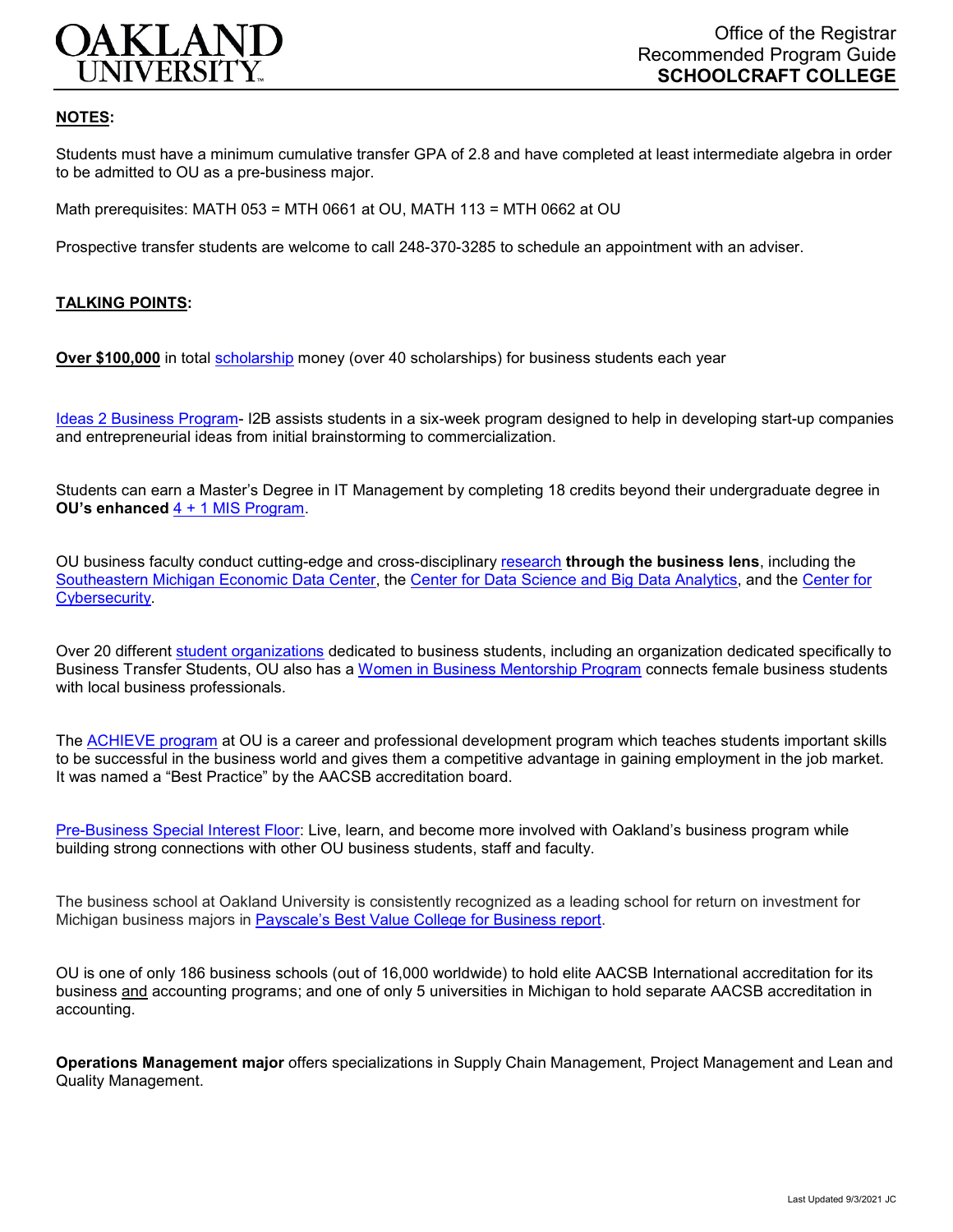**NOTES:**

Students must have a minimum cumulative transfer GPA of 2.8 and have completed at least intermediate algebra in order to be admitted to OU as a pre-business major.

Math prerequisites: MATH 053 = MTH 0661 at OU, MATH 113 = MTH 0662 at OU

Prospective transfer students are welcome to call 248-370-3285 to schedule an appointment with an adviser.

**TALKING POINTS:**

**Over $100,000** in total scholarship money (over 40 scholarships) for business students each year

Ideas 2 Business Program- I2B assists students in a six-week program designed to help in developing start-up companies and entrepreneurial ideas from initial brainstorming to commercialization.

Students can earn a Master's Degree in IT Management by completing 18 credits beyond their undergraduate degree in **OU's enhanced** 4 + 1 MIS Program.

OU business faculty conduct cutting-edge and cross-disciplinary research **through the business lens**, including the Southeastern Michigan Economic Data Center, the Center for Data Science and Big Data Analytics, and the Center for Cybersecurity.

Over 20 different student organizations dedicated to business students, including an organization dedicated specifically to Business Transfer Students, OU also has a Women in Business Mentorship Program connects female business students with local business professionals.

The ACHIEVE program at OU is a career and professional development program which teaches students important skills to be successful in the business world and gives them a competitive advantage in gaining employment in the job market. It was named a "Best Practice" by the AACSB accreditation board.

Pre-Business Special Interest Floor: Live, learn, and become more involved with Oakland's business program while building strong connections with other OU business students, staff and faculty.

The business school at Oakland University is consistently recognized as a leading school for return on investment for Michigan business majors in Payscale's Best Value College for Business report.

OU is one of only 186 business schools (out of 16,000 worldwide) to hold elite AACSB International accreditation for its business and accounting programs; and one of only 5 universities in Michigan to hold separate AACSB accreditation in accounting.

**Operations Management major** offers specializations in Supply Chain Management, Project Management and Lean and Quality Management.

Last Updated 9/3/2021 JC